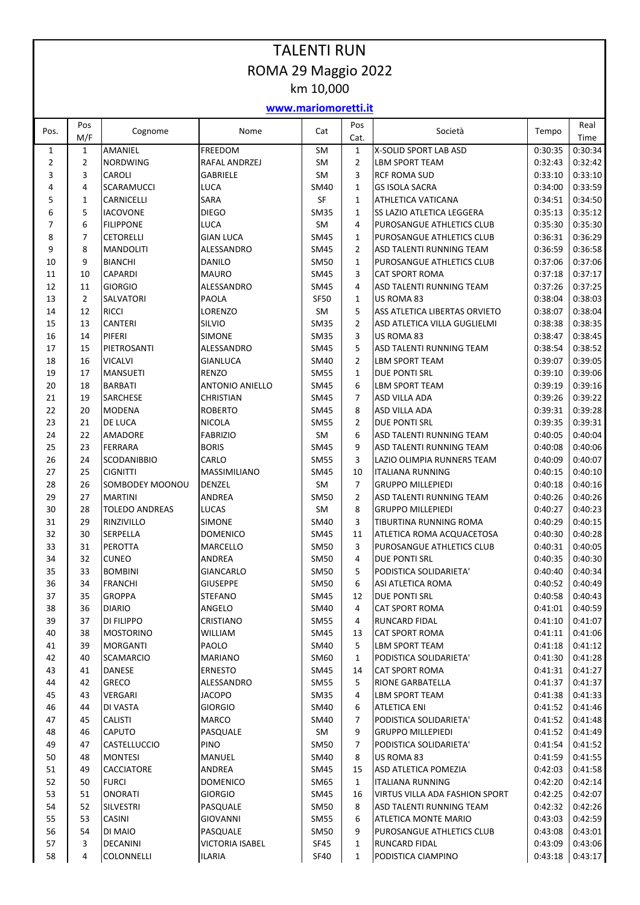# TALENTI RUN

## ROMA 29 Maggio 2022

### km 10,000

**www.mariomoretti.it**

| Pos. | Pos M/F | Cognome | Nome | Cat | Pos Cat. | Società | Tempo | Real Time |
|---|---|---|---|---|---|---|---|---|
| 1 | 1 | AMANIEL | FREEDOM | SM | 1 | X-SOLID SPORT LAB ASD | 0:30:35 | 0:30:34 |
| 2 | 2 | NORDWING | RAFAL ANDRZEJ | SM | 2 | LBM SPORT TEAM | 0:32:43 | 0:32:42 |
| 3 | 3 | CAROLI | GABRIELE | SM | 3 | RCF ROMA SUD | 0:33:10 | 0:33:10 |
| 4 | 4 | SCARAMUCCI | LUCA | SM40 | 1 | GS ISOLA SACRA | 0:34:00 | 0:33:59 |
| 5 | 1 | CARNICELLI | SARA | SF | 1 | ATHLETICA VATICANA | 0:34:51 | 0:34:50 |
| 6 | 5 | IACOVONE | DIEGO | SM35 | 1 | SS LAZIO ATLETICA LEGGERA | 0:35:13 | 0:35:12 |
| 7 | 6 | FILIPPONE | LUCA | SM | 4 | PUROSANGUE ATHLETICS CLUB | 0:35:30 | 0:35:30 |
| 8 | 7 | CETORELLI | GIAN LUCA | SM45 | 1 | PUROSANGUE ATHLETICS CLUB | 0:36:31 | 0:36:29 |
| 9 | 8 | MANDOLITI | ALESSANDRO | SM45 | 2 | ASD TALENTI RUNNING TEAM | 0:36:59 | 0:36:58 |
| 10 | 9 | BIANCHI | DANILO | SM50 | 1 | PUROSANGUE ATHLETICS CLUB | 0:37:06 | 0:37:06 |
| 11 | 10 | CAPARDI | MAURO | SM45 | 3 | CAT SPORT ROMA | 0:37:18 | 0:37:17 |
| 12 | 11 | GIORGIO | ALESSANDRO | SM45 | 4 | ASD TALENTI RUNNING TEAM | 0:37:26 | 0:37:25 |
| 13 | 2 | SALVATORI | PAOLA | SF50 | 1 | US ROMA 83 | 0:38:04 | 0:38:03 |
| 14 | 12 | RICCI | LORENZO | SM | 5 | ASS ATLETICA LIBERTAS ORVIETO | 0:38:07 | 0:38:04 |
| 15 | 13 | CANTERI | SILVIO | SM35 | 2 | ASD ATLETICA VILLA GUGLIELMI | 0:38:38 | 0:38:35 |
| 16 | 14 | PIFERI | SIMONE | SM35 | 3 | US ROMA 83 | 0:38:47 | 0:38:45 |
| 17 | 15 | PIETROSANTI | ALESSANDRO | SM45 | 5 | ASD TALENTI RUNNING TEAM | 0:38:54 | 0:38:52 |
| 18 | 16 | VICALVI | GIANLUCA | SM40 | 2 | LBM SPORT TEAM | 0:39:07 | 0:39:05 |
| 19 | 17 | MANSUETI | RENZO | SM55 | 1 | DUE PONTI SRL | 0:39:10 | 0:39:06 |
| 20 | 18 | BARBATI | ANTONIO ANIELLO | SM45 | 6 | LBM SPORT TEAM | 0:39:19 | 0:39:16 |
| 21 | 19 | SARCHESE | CHRISTIAN | SM45 | 7 | ASD VILLA ADA | 0:39:26 | 0:39:22 |
| 22 | 20 | MODENA | ROBERTO | SM45 | 8 | ASD VILLA ADA | 0:39:31 | 0:39:28 |
| 23 | 21 | DE LUCA | NICOLA | SM55 | 2 | DUE PONTI SRL | 0:39:35 | 0:39:31 |
| 24 | 22 | AMADORE | FABRIZIO | SM | 6 | ASD TALENTI RUNNING TEAM | 0:40:05 | 0:40:04 |
| 25 | 23 | FERRARA | BORIS | SM45 | 9 | ASD TALENTI RUNNING TEAM | 0:40:08 | 0:40:06 |
| 26 | 24 | SCODANIBBIO | CARLO | SM55 | 3 | LAZIO OLIMPIA RUNNERS TEAM | 0:40:09 | 0:40:07 |
| 27 | 25 | CIGNITTI | MASSIMILIANO | SM45 | 10 | ITALIANA RUNNING | 0:40:15 | 0:40:10 |
| 28 | 26 | SOMBODEY MOONOU | DENZEL | SM | 7 | GRUPPO MILLEPIEDI | 0:40:18 | 0:40:16 |
| 29 | 27 | MARTINI | ANDREA | SM50 | 2 | ASD TALENTI RUNNING TEAM | 0:40:26 | 0:40:26 |
| 30 | 28 | TOLEDO ANDREAS | LUCAS | SM | 8 | GRUPPO MILLEPIEDI | 0:40:27 | 0:40:23 |
| 31 | 29 | RINZIVILLO | SIMONE | SM40 | 3 | TIBURTINA RUNNING ROMA | 0:40:29 | 0:40:15 |
| 32 | 30 | SERPELLA | DOMENICO | SM45 | 11 | ATLETICA ROMA ACQUACETOSA | 0:40:30 | 0:40:28 |
| 33 | 31 | PEROTTA | MARCELLO | SM50 | 3 | PUROSANGUE ATHLETICS CLUB | 0:40:31 | 0:40:05 |
| 34 | 32 | CUNEO | ANDREA | SM50 | 4 | DUE PONTI SRL | 0:40:35 | 0:40:30 |
| 35 | 33 | BOMBINI | GIANCARLO | SM50 | 5 | PODISTICA SOLIDARIETA' | 0:40:40 | 0:40:34 |
| 36 | 34 | FRANCHI | GIUSEPPE | SM50 | 6 | ASI ATLETICA ROMA | 0:40:52 | 0:40:49 |
| 37 | 35 | GROPPA | STEFANO | SM45 | 12 | DUE PONTI SRL | 0:40:58 | 0:40:43 |
| 38 | 36 | DIARIO | ANGELO | SM40 | 4 | CAT SPORT ROMA | 0:41:01 | 0:40:59 |
| 39 | 37 | DI FILIPPO | CRISTIANO | SM55 | 4 | RUNCARD FIDAL | 0:41:10 | 0:41:07 |
| 40 | 38 | MOSTORINO | WILLIAM | SM45 | 13 | CAT SPORT ROMA | 0:41:11 | 0:41:06 |
| 41 | 39 | MORGANTI | PAOLO | SM40 | 5 | LBM SPORT TEAM | 0:41:18 | 0:41:12 |
| 42 | 40 | SCAMARCIO | MARIANO | SM60 | 1 | PODISTICA SOLIDARIETA' | 0:41:30 | 0:41:28 |
| 43 | 41 | DANESE | ERNESTO | SM45 | 14 | CAT SPORT ROMA | 0:41:31 | 0:41:27 |
| 44 | 42 | GRECO | ALESSANDRO | SM55 | 5 | RIONE GARBATELLA | 0:41:37 | 0:41:37 |
| 45 | 43 | VERGARI | JACOPO | SM35 | 4 | LBM SPORT TEAM | 0:41:38 | 0:41:33 |
| 46 | 44 | DI VASTA | GIORGIO | SM40 | 6 | ATLETICA ENI | 0:41:52 | 0:41:46 |
| 47 | 45 | CALISTI | MARCO | SM40 | 7 | PODISTICA SOLIDARIETA' | 0:41:52 | 0:41:48 |
| 48 | 46 | CAPUTO | PASQUALE | SM | 9 | GRUPPO MILLEPIEDI | 0:41:52 | 0:41:49 |
| 49 | 47 | CASTELLUCCIO | PINO | SM50 | 7 | PODISTICA SOLIDARIETA' | 0:41:54 | 0:41:52 |
| 50 | 48 | MONTESI | MANUEL | SM40 | 8 | US ROMA 83 | 0:41:59 | 0:41:55 |
| 51 | 49 | CACCIATORE | ANDREA | SM45 | 15 | ASD ATLETICA POMEZIA | 0:42:03 | 0:41:58 |
| 52 | 50 | FURCI | DOMENICO | SM65 | 1 | ITALIANA RUNNING | 0:42:20 | 0:42:14 |
| 53 | 51 | ONORATI | GIORGIO | SM45 | 16 | VIRTUS VILLA ADA FASHION SPORT | 0:42:25 | 0:42:07 |
| 54 | 52 | SILVESTRI | PASQUALE | SM50 | 8 | ASD TALENTI RUNNING TEAM | 0:42:32 | 0:42:26 |
| 55 | 53 | CASINI | GIOVANNI | SM55 | 6 | ATLETICA MONTE MARIO | 0:43:03 | 0:42:59 |
| 56 | 54 | DI MAIO | PASQUALE | SM50 | 9 | PUROSANGUE ATHLETICS CLUB | 0:43:08 | 0:43:01 |
| 57 | 3 | DECANINI | VICTORIA ISABEL | SF45 | 1 | RUNCARD FIDAL | 0:43:09 | 0:43:06 |
| 58 | 4 | COLONNELLI | ILARIA | SF40 | 1 | PODISTICA CIAMPINO | 0:43:18 | 0:43:17 |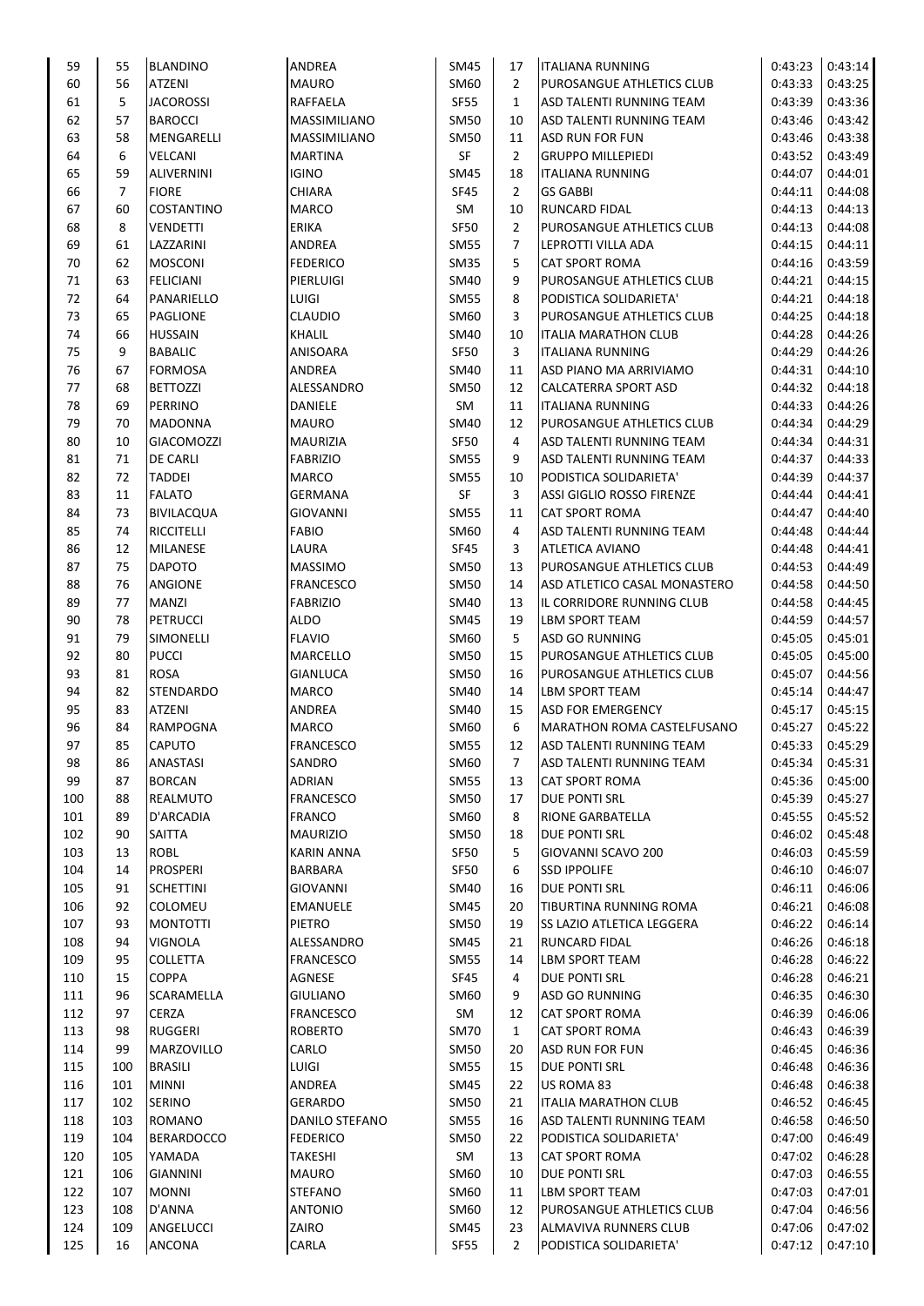| | | | | | | | | |
|---|---|---|---|---|---|---|---|---|
| 59 | 55 | BLANDINO | ANDREA | SM45 | 17 | ITALIANA RUNNING | 0:43:23 | 0:43:14 |
| 60 | 56 | ATZENI | MAURO | SM60 | 2 | PUROSANGUE ATHLETICS CLUB | 0:43:33 | 0:43:25 |
| 61 | 5 | JACOROSSI | RAFFAELA | SF55 | 1 | ASD TALENTI RUNNING TEAM | 0:43:39 | 0:43:36 |
| 62 | 57 | BAROCCI | MASSIMILIANO | SM50 | 10 | ASD TALENTI RUNNING TEAM | 0:43:46 | 0:43:42 |
| 63 | 58 | MENGARELLI | MASSIMILIANO | SM50 | 11 | ASD RUN FOR FUN | 0:43:46 | 0:43:38 |
| 64 | 6 | VELCANI | MARTINA | SF | 2 | GRUPPO MILLEPIEDI | 0:43:52 | 0:43:49 |
| 65 | 59 | ALIVERNINI | IGINO | SM45 | 18 | ITALIANA RUNNING | 0:44:07 | 0:44:01 |
| 66 | 7 | FIORE | CHIARA | SF45 | 2 | GS GABBI | 0:44:11 | 0:44:08 |
| 67 | 60 | COSTANTINO | MARCO | SM | 10 | RUNCARD FIDAL | 0:44:13 | 0:44:13 |
| 68 | 8 | VENDETTI | ERIKA | SF50 | 2 | PUROSANGUE ATHLETICS CLUB | 0:44:13 | 0:44:08 |
| 69 | 61 | LAZZARINI | ANDREA | SM55 | 7 | LEPROTTI VILLA ADA | 0:44:15 | 0:44:11 |
| 70 | 62 | MOSCONI | FEDERICO | SM35 | 5 | CAT SPORT ROMA | 0:44:16 | 0:43:59 |
| 71 | 63 | FELICIANI | PIERLUIGI | SM40 | 9 | PUROSANGUE ATHLETICS CLUB | 0:44:21 | 0:44:15 |
| 72 | 64 | PANARIELLO | LUIGI | SM55 | 8 | PODISTICA SOLIDARIETA' | 0:44:21 | 0:44:18 |
| 73 | 65 | PAGLIONE | CLAUDIO | SM60 | 3 | PUROSANGUE ATHLETICS CLUB | 0:44:25 | 0:44:18 |
| 74 | 66 | HUSSAIN | KHALIL | SM40 | 10 | ITALIA MARATHON CLUB | 0:44:28 | 0:44:26 |
| 75 | 9 | BABALIC | ANISOARA | SF50 | 3 | ITALIANA RUNNING | 0:44:29 | 0:44:26 |
| 76 | 67 | FORMOSA | ANDREA | SM40 | 11 | ASD PIANO MA ARRIVIAMO | 0:44:31 | 0:44:10 |
| 77 | 68 | BETTOZZI | ALESSANDRO | SM50 | 12 | CALCATERRA SPORT ASD | 0:44:32 | 0:44:18 |
| 78 | 69 | PERRINO | DANIELE | SM | 11 | ITALIANA RUNNING | 0:44:33 | 0:44:26 |
| 79 | 70 | MADONNA | MAURO | SM40 | 12 | PUROSANGUE ATHLETICS CLUB | 0:44:34 | 0:44:29 |
| 80 | 10 | GIACOMOZZI | MAURIZIA | SF50 | 4 | ASD TALENTI RUNNING TEAM | 0:44:34 | 0:44:31 |
| 81 | 71 | DE CARLI | FABRIZIO | SM55 | 9 | ASD TALENTI RUNNING TEAM | 0:44:37 | 0:44:33 |
| 82 | 72 | TADDEI | MARCO | SM55 | 10 | PODISTICA SOLIDARIETA' | 0:44:39 | 0:44:37 |
| 83 | 11 | FALATO | GERMANA | SF | 3 | ASSI GIGLIO ROSSO FIRENZE | 0:44:44 | 0:44:41 |
| 84 | 73 | BIVILACQUA | GIOVANNI | SM55 | 11 | CAT SPORT ROMA | 0:44:47 | 0:44:40 |
| 85 | 74 | RICCITELLI | FABIO | SM60 | 4 | ASD TALENTI RUNNING TEAM | 0:44:48 | 0:44:44 |
| 86 | 12 | MILANESE | LAURA | SF45 | 3 | ATLETICA AVIANO | 0:44:48 | 0:44:41 |
| 87 | 75 | DAPOTO | MASSIMO | SM50 | 13 | PUROSANGUE ATHLETICS CLUB | 0:44:53 | 0:44:49 |
| 88 | 76 | ANGIONE | FRANCESCO | SM50 | 14 | ASD ATLETICO CASAL MONASTERO | 0:44:58 | 0:44:50 |
| 89 | 77 | MANZI | FABRIZIO | SM40 | 13 | IL CORRIDORE RUNNING CLUB | 0:44:58 | 0:44:45 |
| 90 | 78 | PETRUCCI | ALDO | SM45 | 19 | LBM SPORT TEAM | 0:44:59 | 0:44:57 |
| 91 | 79 | SIMONELLI | FLAVIO | SM60 | 5 | ASD GO RUNNING | 0:45:05 | 0:45:01 |
| 92 | 80 | PUCCI | MARCELLO | SM50 | 15 | PUROSANGUE ATHLETICS CLUB | 0:45:05 | 0:45:00 |
| 93 | 81 | ROSA | GIANLUCA | SM50 | 16 | PUROSANGUE ATHLETICS CLUB | 0:45:07 | 0:44:56 |
| 94 | 82 | STENDARDO | MARCO | SM40 | 14 | LBM SPORT TEAM | 0:45:14 | 0:44:47 |
| 95 | 83 | ATZENI | ANDREA | SM40 | 15 | ASD FOR EMERGENCY | 0:45:17 | 0:45:15 |
| 96 | 84 | RAMPOGNA | MARCO | SM60 | 6 | MARATHON ROMA CASTELFUSANO | 0:45:27 | 0:45:22 |
| 97 | 85 | CAPUTO | FRANCESCO | SM55 | 12 | ASD TALENTI RUNNING TEAM | 0:45:33 | 0:45:29 |
| 98 | 86 | ANASTASI | SANDRO | SM60 | 7 | ASD TALENTI RUNNING TEAM | 0:45:34 | 0:45:31 |
| 99 | 87 | BORCAN | ADRIAN | SM55 | 13 | CAT SPORT ROMA | 0:45:36 | 0:45:00 |
| 100 | 88 | REALMUTO | FRANCESCO | SM50 | 17 | DUE PONTI SRL | 0:45:39 | 0:45:27 |
| 101 | 89 | D'ARCADIA | FRANCO | SM60 | 8 | RIONE GARBATELLA | 0:45:55 | 0:45:52 |
| 102 | 90 | SAITTA | MAURIZIO | SM50 | 18 | DUE PONTI SRL | 0:46:02 | 0:45:48 |
| 103 | 13 | ROBL | KARIN ANNA | SF50 | 5 | GIOVANNI SCAVO 200 | 0:46:03 | 0:45:59 |
| 104 | 14 | PROSPERI | BARBARA | SF50 | 6 | SSD IPPOLIFE | 0:46:10 | 0:46:07 |
| 105 | 91 | SCHETTINI | GIOVANNI | SM40 | 16 | DUE PONTI SRL | 0:46:11 | 0:46:06 |
| 106 | 92 | COLOMEU | EMANUELE | SM45 | 20 | TIBURTINA RUNNING ROMA | 0:46:21 | 0:46:08 |
| 107 | 93 | MONTOTTI | PIETRO | SM50 | 19 | SS LAZIO ATLETICA LEGGERA | 0:46:22 | 0:46:14 |
| 108 | 94 | VIGNOLA | ALESSANDRO | SM45 | 21 | RUNCARD FIDAL | 0:46:26 | 0:46:18 |
| 109 | 95 | COLLETTA | FRANCESCO | SM55 | 14 | LBM SPORT TEAM | 0:46:28 | 0:46:22 |
| 110 | 15 | COPPA | AGNESE | SF45 | 4 | DUE PONTI SRL | 0:46:28 | 0:46:21 |
| 111 | 96 | SCARAMELLA | GIULIANO | SM60 | 9 | ASD GO RUNNING | 0:46:35 | 0:46:30 |
| 112 | 97 | CERZA | FRANCESCO | SM | 12 | CAT SPORT ROMA | 0:46:39 | 0:46:06 |
| 113 | 98 | RUGGERI | ROBERTO | SM70 | 1 | CAT SPORT ROMA | 0:46:43 | 0:46:39 |
| 114 | 99 | MARZOVILLO | CARLO | SM50 | 20 | ASD RUN FOR FUN | 0:46:45 | 0:46:36 |
| 115 | 100 | BRASILI | LUIGI | SM55 | 15 | DUE PONTI SRL | 0:46:48 | 0:46:36 |
| 116 | 101 | MINNI | ANDREA | SM45 | 22 | US ROMA 83 | 0:46:48 | 0:46:38 |
| 117 | 102 | SERINO | GERARDO | SM50 | 21 | ITALIA MARATHON CLUB | 0:46:52 | 0:46:45 |
| 118 | 103 | ROMANO | DANILO STEFANO | SM55 | 16 | ASD TALENTI RUNNING TEAM | 0:46:58 | 0:46:50 |
| 119 | 104 | BERARDOCCO | FEDERICO | SM50 | 22 | PODISTICA SOLIDARIETA' | 0:47:00 | 0:46:49 |
| 120 | 105 | YAMADA | TAKESHI | SM | 13 | CAT SPORT ROMA | 0:47:02 | 0:46:28 |
| 121 | 106 | GIANNINI | MAURO | SM60 | 10 | DUE PONTI SRL | 0:47:03 | 0:46:55 |
| 122 | 107 | MONNI | STEFANO | SM60 | 11 | LBM SPORT TEAM | 0:47:03 | 0:47:01 |
| 123 | 108 | D'ANNA | ANTONIO | SM60 | 12 | PUROSANGUE ATHLETICS CLUB | 0:47:04 | 0:46:56 |
| 124 | 109 | ANGELUCCI | ZAIRO | SM45 | 23 | ALMAVIVA RUNNERS CLUB | 0:47:06 | 0:47:02 |
| 125 | 16 | ANCONA | CARLA | SF55 | 2 | PODISTICA SOLIDARIETA' | 0:47:12 | 0:47:10 |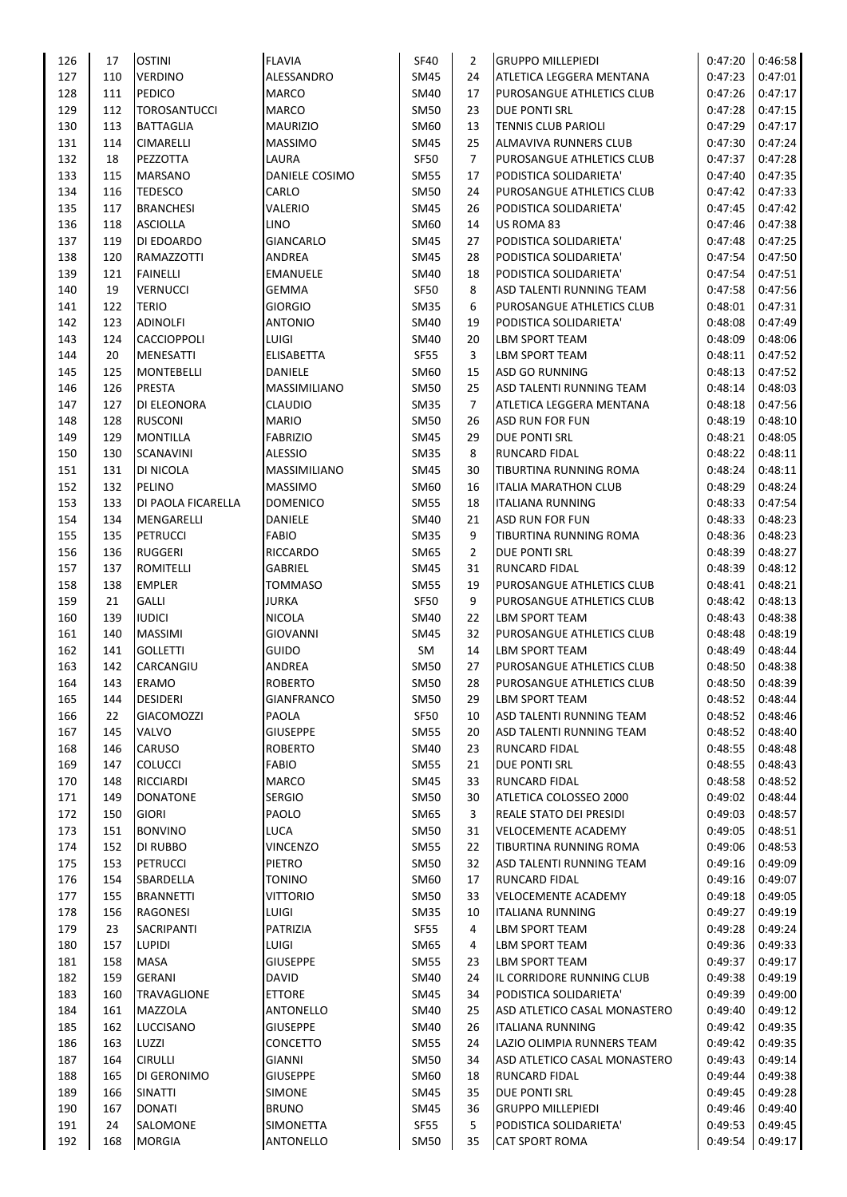| | | | | | | | | |
|---|---|---|---|---|---|---|---|---|
| 126 | 17 | OSTINI | FLAVIA | SF40 | 2 | GRUPPO MILLEPIEDI | 0:47:20 | 0:46:58 |
| 127 | 110 | VERDINO | ALESSANDRO | SM45 | 24 | ATLETICA LEGGERA MENTANA | 0:47:23 | 0:47:01 |
| 128 | 111 | PEDICO | MARCO | SM40 | 17 | PUROSANGUE ATHLETICS CLUB | 0:47:26 | 0:47:17 |
| 129 | 112 | TOROSANTUCCI | MARCO | SM50 | 23 | DUE PONTI SRL | 0:47:28 | 0:47:15 |
| 130 | 113 | BATTAGLIA | MAURIZIO | SM60 | 13 | TENNIS CLUB PARIOLI | 0:47:29 | 0:47:17 |
| 131 | 114 | CIMARELLI | MASSIMO | SM45 | 25 | ALMAVIVA RUNNERS CLUB | 0:47:30 | 0:47:24 |
| 132 | 18 | PEZZOTTA | LAURA | SF50 | 7 | PUROSANGUE ATHLETICS CLUB | 0:47:37 | 0:47:28 |
| 133 | 115 | MARSANO | DANIELE COSIMO | SM55 | 17 | PODISTICA SOLIDARIETA' | 0:47:40 | 0:47:35 |
| 134 | 116 | TEDESCO | CARLO | SM50 | 24 | PUROSANGUE ATHLETICS CLUB | 0:47:42 | 0:47:33 |
| 135 | 117 | BRANCHESI | VALERIO | SM45 | 26 | PODISTICA SOLIDARIETA' | 0:47:45 | 0:47:42 |
| 136 | 118 | ASCIOLLA | LINO | SM60 | 14 | US ROMA 83 | 0:47:46 | 0:47:38 |
| 137 | 119 | DI EDOARDO | GIANCARLO | SM45 | 27 | PODISTICA SOLIDARIETA' | 0:47:48 | 0:47:25 |
| 138 | 120 | RAMAZZOTTI | ANDREA | SM45 | 28 | PODISTICA SOLIDARIETA' | 0:47:54 | 0:47:50 |
| 139 | 121 | FAINELLI | EMANUELE | SM40 | 18 | PODISTICA SOLIDARIETA' | 0:47:54 | 0:47:51 |
| 140 | 19 | VERNUCCI | GEMMA | SF50 | 8 | ASD TALENTI RUNNING TEAM | 0:47:58 | 0:47:56 |
| 141 | 122 | TERIO | GIORGIO | SM35 | 6 | PUROSANGUE ATHLETICS CLUB | 0:48:01 | 0:47:31 |
| 142 | 123 | ADINOLFI | ANTONIO | SM40 | 19 | PODISTICA SOLIDARIETA' | 0:48:08 | 0:47:49 |
| 143 | 124 | CACCIOPPOLI | LUIGI | SM40 | 20 | LBM SPORT TEAM | 0:48:09 | 0:48:06 |
| 144 | 20 | MENESATTI | ELISABETTA | SF55 | 3 | LBM SPORT TEAM | 0:48:11 | 0:47:52 |
| 145 | 125 | MONTEBELLI | DANIELE | SM60 | 15 | ASD GO RUNNING | 0:48:13 | 0:47:52 |
| 146 | 126 | PRESTA | MASSIMILIANO | SM50 | 25 | ASD TALENTI RUNNING TEAM | 0:48:14 | 0:48:03 |
| 147 | 127 | DI ELEONORA | CLAUDIO | SM35 | 7 | ATLETICA LEGGERA MENTANA | 0:48:18 | 0:47:56 |
| 148 | 128 | RUSCONI | MARIO | SM50 | 26 | ASD RUN FOR FUN | 0:48:19 | 0:48:10 |
| 149 | 129 | MONTILLA | FABRIZIO | SM45 | 29 | DUE PONTI SRL | 0:48:21 | 0:48:05 |
| 150 | 130 | SCANAVINI | ALESSIO | SM35 | 8 | RUNCARD FIDAL | 0:48:22 | 0:48:11 |
| 151 | 131 | DI NICOLA | MASSIMILIANO | SM45 | 30 | TIBURTINA RUNNING ROMA | 0:48:24 | 0:48:11 |
| 152 | 132 | PELINO | MASSIMO | SM60 | 16 | ITALIA MARATHON CLUB | 0:48:29 | 0:48:24 |
| 153 | 133 | DI PAOLA FICARELLA | DOMENICO | SM55 | 18 | ITALIANA RUNNING | 0:48:33 | 0:47:54 |
| 154 | 134 | MENGARELLI | DANIELE | SM40 | 21 | ASD RUN FOR FUN | 0:48:33 | 0:48:23 |
| 155 | 135 | PETRUCCI | FABIO | SM35 | 9 | TIBURTINA RUNNING ROMA | 0:48:36 | 0:48:23 |
| 156 | 136 | RUGGERI | RICCARDO | SM65 | 2 | DUE PONTI SRL | 0:48:39 | 0:48:27 |
| 157 | 137 | ROMITELLI | GABRIEL | SM45 | 31 | RUNCARD FIDAL | 0:48:39 | 0:48:12 |
| 158 | 138 | EMPLER | TOMMASO | SM55 | 19 | PUROSANGUE ATHLETICS CLUB | 0:48:41 | 0:48:21 |
| 159 | 21 | GALLI | JURKA | SF50 | 9 | PUROSANGUE ATHLETICS CLUB | 0:48:42 | 0:48:13 |
| 160 | 139 | IUDICI | NICOLA | SM40 | 22 | LBM SPORT TEAM | 0:48:43 | 0:48:38 |
| 161 | 140 | MASSIMI | GIOVANNI | SM45 | 32 | PUROSANGUE ATHLETICS CLUB | 0:48:48 | 0:48:19 |
| 162 | 141 | GOLLETTI | GUIDO | SM | 14 | LBM SPORT TEAM | 0:48:49 | 0:48:44 |
| 163 | 142 | CARCANGIU | ANDREA | SM50 | 27 | PUROSANGUE ATHLETICS CLUB | 0:48:50 | 0:48:38 |
| 164 | 143 | ERAMO | ROBERTO | SM50 | 28 | PUROSANGUE ATHLETICS CLUB | 0:48:50 | 0:48:39 |
| 165 | 144 | DESIDERI | GIANFRANCO | SM50 | 29 | LBM SPORT TEAM | 0:48:52 | 0:48:44 |
| 166 | 22 | GIACOMOZZI | PAOLA | SF50 | 10 | ASD TALENTI RUNNING TEAM | 0:48:52 | 0:48:46 |
| 167 | 145 | VALVO | GIUSEPPE | SM55 | 20 | ASD TALENTI RUNNING TEAM | 0:48:52 | 0:48:40 |
| 168 | 146 | CARUSO | ROBERTO | SM40 | 23 | RUNCARD FIDAL | 0:48:55 | 0:48:48 |
| 169 | 147 | COLUCCI | FABIO | SM55 | 21 | DUE PONTI SRL | 0:48:55 | 0:48:43 |
| 170 | 148 | RICCIARDI | MARCO | SM45 | 33 | RUNCARD FIDAL | 0:48:58 | 0:48:52 |
| 171 | 149 | DONATONE | SERGIO | SM50 | 30 | ATLETICA COLOSSEO 2000 | 0:49:02 | 0:48:44 |
| 172 | 150 | GIORI | PAOLO | SM65 | 3 | REALE STATO DEI PRESIDI | 0:49:03 | 0:48:57 |
| 173 | 151 | BONVINO | LUCA | SM50 | 31 | VELOCEMENTE ACADEMY | 0:49:05 | 0:48:51 |
| 174 | 152 | DI RUBBO | VINCENZO | SM55 | 22 | TIBURTINA RUNNING ROMA | 0:49:06 | 0:48:53 |
| 175 | 153 | PETRUCCI | PIETRO | SM50 | 32 | ASD TALENTI RUNNING TEAM | 0:49:16 | 0:49:09 |
| 176 | 154 | SBARDELLA | TONINO | SM60 | 17 | RUNCARD FIDAL | 0:49:16 | 0:49:07 |
| 177 | 155 | BRANNETTI | VITTORIO | SM50 | 33 | VELOCEMENTE ACADEMY | 0:49:18 | 0:49:05 |
| 178 | 156 | RAGONESI | LUIGI | SM35 | 10 | ITALIANA RUNNING | 0:49:27 | 0:49:19 |
| 179 | 23 | SACRIPANTI | PATRIZIA | SF55 | 4 | LBM SPORT TEAM | 0:49:28 | 0:49:24 |
| 180 | 157 | LUPIDI | LUIGI | SM65 | 4 | LBM SPORT TEAM | 0:49:36 | 0:49:33 |
| 181 | 158 | MASA | GIUSEPPE | SM55 | 23 | LBM SPORT TEAM | 0:49:37 | 0:49:17 |
| 182 | 159 | GERANI | DAVID | SM40 | 24 | IL CORRIDORE RUNNING CLUB | 0:49:38 | 0:49:19 |
| 183 | 160 | TRAVAGLIONE | ETTORE | SM45 | 34 | PODISTICA SOLIDARIETA' | 0:49:39 | 0:49:00 |
| 184 | 161 | MAZZOLA | ANTONELLO | SM40 | 25 | ASD ATLETICO CASAL MONASTERO | 0:49:40 | 0:49:12 |
| 185 | 162 | LUCCISANO | GIUSEPPE | SM40 | 26 | ITALIANA RUNNING | 0:49:42 | 0:49:35 |
| 186 | 163 | LUZZI | CONCETTO | SM55 | 24 | LAZIO OLIMPIA RUNNERS TEAM | 0:49:42 | 0:49:35 |
| 187 | 164 | CIRULLI | GIANNI | SM50 | 34 | ASD ATLETICO CASAL MONASTERO | 0:49:43 | 0:49:14 |
| 188 | 165 | DI GERONIMO | GIUSEPPE | SM60 | 18 | RUNCARD FIDAL | 0:49:44 | 0:49:38 |
| 189 | 166 | SINATTI | SIMONE | SM45 | 35 | DUE PONTI SRL | 0:49:45 | 0:49:28 |
| 190 | 167 | DONATI | BRUNO | SM45 | 36 | GRUPPO MILLEPIEDI | 0:49:46 | 0:49:40 |
| 191 | 24 | SALOMONE | SIMONETTA | SF55 | 5 | PODISTICA SOLIDARIETA' | 0:49:53 | 0:49:45 |
| 192 | 168 | MORGIA | ANTONELLO | SM50 | 35 | CAT SPORT ROMA | 0:49:54 | 0:49:17 |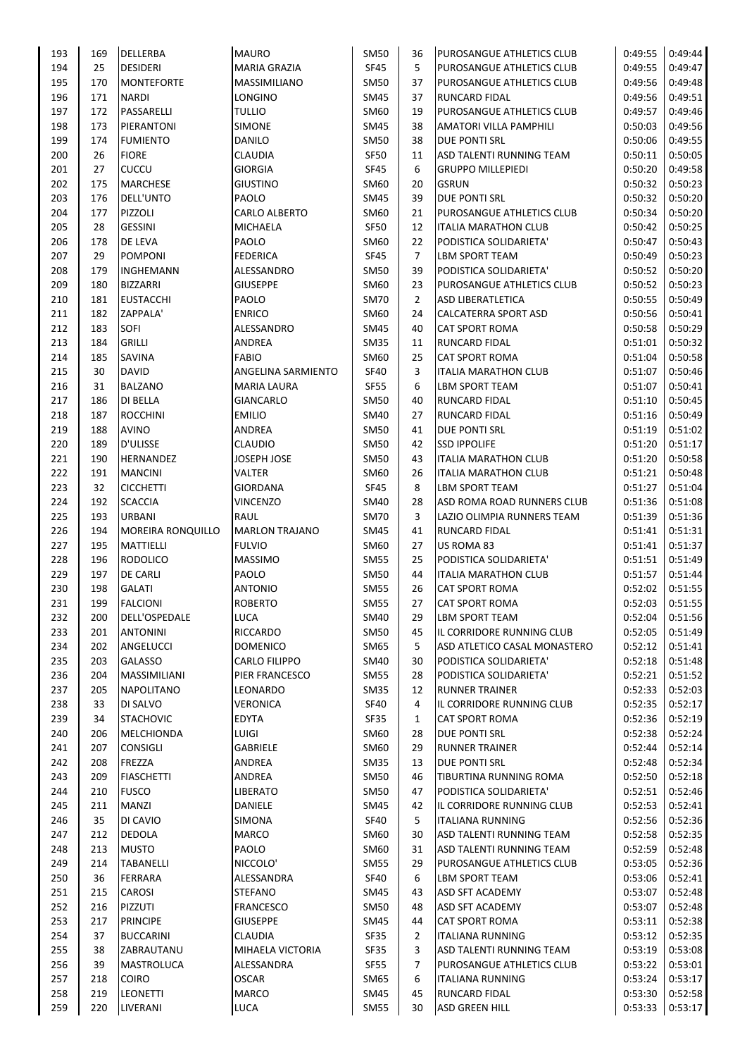| | | | | | | | | |
|---|---|---|---|---|---|---|---|---|
| 193 | 169 | DELLERBA | MAURO | SM50 | 36 | PUROSANGUE ATHLETICS CLUB | 0:49:55 | 0:49:44 |
| 194 | 25 | DESIDERI | MARIA GRAZIA | SF45 | 5 | PUROSANGUE ATHLETICS CLUB | 0:49:55 | 0:49:47 |
| 195 | 170 | MONTEFORTE | MASSIMILIANO | SM50 | 37 | PUROSANGUE ATHLETICS CLUB | 0:49:56 | 0:49:48 |
| 196 | 171 | NARDI | LONGINO | SM45 | 37 | RUNCARD FIDAL | 0:49:56 | 0:49:51 |
| 197 | 172 | PASSARELLI | TULLIO | SM60 | 19 | PUROSANGUE ATHLETICS CLUB | 0:49:57 | 0:49:46 |
| 198 | 173 | PIERANTONI | SIMONE | SM45 | 38 | AMATORI VILLA PAMPHILI | 0:50:03 | 0:49:56 |
| 199 | 174 | FUMIENTO | DANILO | SM50 | 38 | DUE PONTI SRL | 0:50:06 | 0:49:55 |
| 200 | 26 | FIORE | CLAUDIA | SF50 | 11 | ASD TALENTI RUNNING TEAM | 0:50:11 | 0:50:05 |
| 201 | 27 | CUCCU | GIORGIA | SF45 | 6 | GRUPPO MILLEPIEDI | 0:50:20 | 0:49:58 |
| 202 | 175 | MARCHESE | GIUSTINO | SM60 | 20 | GSRUN | 0:50:32 | 0:50:23 |
| 203 | 176 | DELL'UNTO | PAOLO | SM45 | 39 | DUE PONTI SRL | 0:50:32 | 0:50:20 |
| 204 | 177 | PIZZOLI | CARLO ALBERTO | SM60 | 21 | PUROSANGUE ATHLETICS CLUB | 0:50:34 | 0:50:20 |
| 205 | 28 | GESSINI | MICHAELA | SF50 | 12 | ITALIA MARATHON CLUB | 0:50:42 | 0:50:25 |
| 206 | 178 | DE LEVA | PAOLO | SM60 | 22 | PODISTICA SOLIDARIETA' | 0:50:47 | 0:50:43 |
| 207 | 29 | POMPONI | FEDERICA | SF45 | 7 | LBM SPORT TEAM | 0:50:49 | 0:50:23 |
| 208 | 179 | INGHEMANN | ALESSANDRO | SM50 | 39 | PODISTICA SOLIDARIETA' | 0:50:52 | 0:50:20 |
| 209 | 180 | BIZZARRI | GIUSEPPE | SM60 | 23 | PUROSANGUE ATHLETICS CLUB | 0:50:52 | 0:50:23 |
| 210 | 181 | EUSTACCHI | PAOLO | SM70 | 2 | ASD LIBERATLETICA | 0:50:55 | 0:50:49 |
| 211 | 182 | ZAPPALA' | ENRICO | SM60 | 24 | CALCATERRA SPORT ASD | 0:50:56 | 0:50:41 |
| 212 | 183 | SOFI | ALESSANDRO | SM45 | 40 | CAT SPORT ROMA | 0:50:58 | 0:50:29 |
| 213 | 184 | GRILLI | ANDREA | SM35 | 11 | RUNCARD FIDAL | 0:51:01 | 0:50:32 |
| 214 | 185 | SAVINA | FABIO | SM60 | 25 | CAT SPORT ROMA | 0:51:04 | 0:50:58 |
| 215 | 30 | DAVID | ANGELINA SARMIENTO | SF40 | 3 | ITALIA MARATHON CLUB | 0:51:07 | 0:50:46 |
| 216 | 31 | BALZANO | MARIA LAURA | SF55 | 6 | LBM SPORT TEAM | 0:51:07 | 0:50:41 |
| 217 | 186 | DI BELLA | GIANCARLO | SM50 | 40 | RUNCARD FIDAL | 0:51:10 | 0:50:45 |
| 218 | 187 | ROCCHINI | EMILIO | SM40 | 27 | RUNCARD FIDAL | 0:51:16 | 0:50:49 |
| 219 | 188 | AVINO | ANDREA | SM50 | 41 | DUE PONTI SRL | 0:51:19 | 0:51:02 |
| 220 | 189 | D'ULISSE | CLAUDIO | SM50 | 42 | SSD IPPOLIFE | 0:51:20 | 0:51:17 |
| 221 | 190 | HERNANDEZ | JOSEPH JOSE | SM50 | 43 | ITALIA MARATHON CLUB | 0:51:20 | 0:50:58 |
| 222 | 191 | MANCINI | VALTER | SM60 | 26 | ITALIA MARATHON CLUB | 0:51:21 | 0:50:48 |
| 223 | 32 | CICCHETTI | GIORDANA | SF45 | 8 | LBM SPORT TEAM | 0:51:27 | 0:51:04 |
| 224 | 192 | SCACCIA | VINCENZO | SM40 | 28 | ASD ROMA ROAD RUNNERS CLUB | 0:51:36 | 0:51:08 |
| 225 | 193 | URBANI | RAUL | SM70 | 3 | LAZIO OLIMPIA RUNNERS TEAM | 0:51:39 | 0:51:36 |
| 226 | 194 | MOREIRA RONQUILLO | MARLON TRAJANO | SM45 | 41 | RUNCARD FIDAL | 0:51:41 | 0:51:31 |
| 227 | 195 | MATTIELLI | FULVIO | SM60 | 27 | US ROMA 83 | 0:51:41 | 0:51:37 |
| 228 | 196 | RODOLICO | MASSIMO | SM55 | 25 | PODISTICA SOLIDARIETA' | 0:51:51 | 0:51:49 |
| 229 | 197 | DE CARLI | PAOLO | SM50 | 44 | ITALIA MARATHON CLUB | 0:51:57 | 0:51:44 |
| 230 | 198 | GALATI | ANTONIO | SM55 | 26 | CAT SPORT ROMA | 0:52:02 | 0:51:55 |
| 231 | 199 | FALCIONI | ROBERTO | SM55 | 27 | CAT SPORT ROMA | 0:52:03 | 0:51:55 |
| 232 | 200 | DELL'OSPEDALE | LUCA | SM40 | 29 | LBM SPORT TEAM | 0:52:04 | 0:51:56 |
| 233 | 201 | ANTONINI | RICCARDO | SM50 | 45 | IL CORRIDORE RUNNING CLUB | 0:52:05 | 0:51:49 |
| 234 | 202 | ANGELUCCI | DOMENICO | SM65 | 5 | ASD ATLETICO CASAL MONASTERO | 0:52:12 | 0:51:41 |
| 235 | 203 | GALASSO | CARLO FILIPPO | SM40 | 30 | PODISTICA SOLIDARIETA' | 0:52:18 | 0:51:48 |
| 236 | 204 | MASSIMILIANI | PIER FRANCESCO | SM55 | 28 | PODISTICA SOLIDARIETA' | 0:52:21 | 0:51:52 |
| 237 | 205 | NAPOLITANO | LEONARDO | SM35 | 12 | RUNNER TRAINER | 0:52:33 | 0:52:03 |
| 238 | 33 | DI SALVO | VERONICA | SF40 | 4 | IL CORRIDORE RUNNING CLUB | 0:52:35 | 0:52:17 |
| 239 | 34 | STACHOVIC | EDYTA | SF35 | 1 | CAT SPORT ROMA | 0:52:36 | 0:52:19 |
| 240 | 206 | MELCHIONDA | LUIGI | SM60 | 28 | DUE PONTI SRL | 0:52:38 | 0:52:24 |
| 241 | 207 | CONSIGLI | GABRIELE | SM60 | 29 | RUNNER TRAINER | 0:52:44 | 0:52:14 |
| 242 | 208 | FREZZA | ANDREA | SM35 | 13 | DUE PONTI SRL | 0:52:48 | 0:52:34 |
| 243 | 209 | FIASCHETTI | ANDREA | SM50 | 46 | TIBURTINA RUNNING ROMA | 0:52:50 | 0:52:18 |
| 244 | 210 | FUSCO | LIBERATO | SM50 | 47 | PODISTICA SOLIDARIETA' | 0:52:51 | 0:52:46 |
| 245 | 211 | MANZI | DANIELE | SM45 | 42 | IL CORRIDORE RUNNING CLUB | 0:52:53 | 0:52:41 |
| 246 | 35 | DI CAVIO | SIMONA | SF40 | 5 | ITALIANA RUNNING | 0:52:56 | 0:52:36 |
| 247 | 212 | DEDOLA | MARCO | SM60 | 30 | ASD TALENTI RUNNING TEAM | 0:52:58 | 0:52:35 |
| 248 | 213 | MUSTO | PAOLO | SM60 | 31 | ASD TALENTI RUNNING TEAM | 0:52:59 | 0:52:48 |
| 249 | 214 | TABANELLI | NICCOLO' | SM55 | 29 | PUROSANGUE ATHLETICS CLUB | 0:53:05 | 0:52:36 |
| 250 | 36 | FERRARA | ALESSANDRA | SF40 | 6 | LBM SPORT TEAM | 0:53:06 | 0:52:41 |
| 251 | 215 | CAROSI | STEFANO | SM45 | 43 | ASD SFT ACADEMY | 0:53:07 | 0:52:48 |
| 252 | 216 | PIZZUTI | FRANCESCO | SM50 | 48 | ASD SFT ACADEMY | 0:53:07 | 0:52:48 |
| 253 | 217 | PRINCIPE | GIUSEPPE | SM45 | 44 | CAT SPORT ROMA | 0:53:11 | 0:52:38 |
| 254 | 37 | BUCCARINI | CLAUDIA | SF35 | 2 | ITALIANA RUNNING | 0:53:12 | 0:52:35 |
| 255 | 38 | ZABRAUTANU | MIHAELA VICTORIA | SF35 | 3 | ASD TALENTI RUNNING TEAM | 0:53:19 | 0:53:08 |
| 256 | 39 | MASTROLUCA | ALESSANDRA | SF55 | 7 | PUROSANGUE ATHLETICS CLUB | 0:53:22 | 0:53:01 |
| 257 | 218 | COIRO | OSCAR | SM65 | 6 | ITALIANA RUNNING | 0:53:24 | 0:53:17 |
| 258 | 219 | LEONETTI | MARCO | SM45 | 45 | RUNCARD FIDAL | 0:53:30 | 0:52:58 |
| 259 | 220 | LIVERANI | LUCA | SM55 | 30 | ASD GREEN HILL | 0:53:33 | 0:53:17 |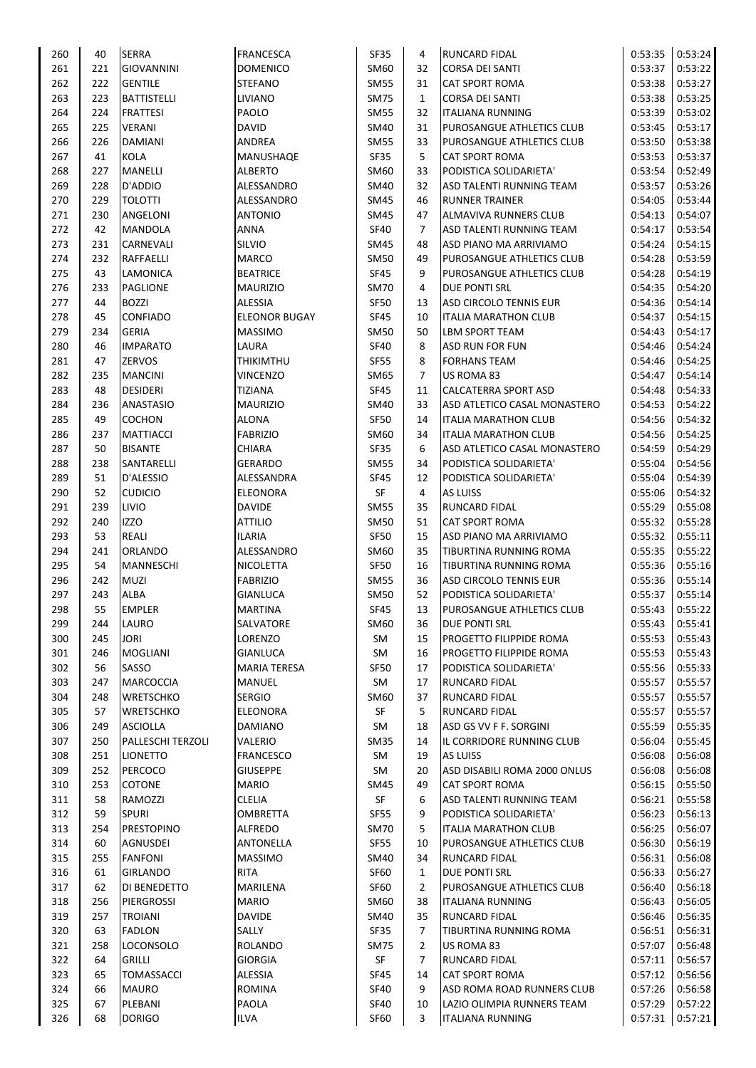| | | | | | | | | |
|---|---|---|---|---|---|---|---|---|
| 260 | 40 | SERRA | FRANCESCA | SF35 | 4 | RUNCARD FIDAL | 0:53:35 | 0:53:24 |
| 261 | 221 | GIOVANNINI | DOMENICO | SM60 | 32 | CORSA DEI SANTI | 0:53:37 | 0:53:22 |
| 262 | 222 | GENTILE | STEFANO | SM55 | 31 | CAT SPORT ROMA | 0:53:38 | 0:53:27 |
| 263 | 223 | BATTISTELLI | LIVIANO | SM75 | 1 | CORSA DEI SANTI | 0:53:38 | 0:53:25 |
| 264 | 224 | FRATTESI | PAOLO | SM55 | 32 | ITALIANA RUNNING | 0:53:39 | 0:53:02 |
| 265 | 225 | VERANI | DAVID | SM40 | 31 | PUROSANGUE ATHLETICS CLUB | 0:53:45 | 0:53:17 |
| 266 | 226 | DAMIANI | ANDREA | SM55 | 33 | PUROSANGUE ATHLETICS CLUB | 0:53:50 | 0:53:38 |
| 267 | 41 | KOLA | MANUSHAQE | SF35 | 5 | CAT SPORT ROMA | 0:53:53 | 0:53:37 |
| 268 | 227 | MANELLI | ALBERTO | SM60 | 33 | PODISTICA SOLIDARIETA' | 0:53:54 | 0:52:49 |
| 269 | 228 | D'ADDIO | ALESSANDRO | SM40 | 32 | ASD TALENTI RUNNING TEAM | 0:53:57 | 0:53:26 |
| 270 | 229 | TOLOTTI | ALESSANDRO | SM45 | 46 | RUNNER TRAINER | 0:54:05 | 0:53:44 |
| 271 | 230 | ANGELONI | ANTONIO | SM45 | 47 | ALMAVIVA RUNNERS CLUB | 0:54:13 | 0:54:07 |
| 272 | 42 | MANDOLA | ANNA | SF40 | 7 | ASD TALENTI RUNNING TEAM | 0:54:17 | 0:53:54 |
| 273 | 231 | CARNEVALI | SILVIO | SM45 | 48 | ASD PIANO MA ARRIVIAMO | 0:54:24 | 0:54:15 |
| 274 | 232 | RAFFAELLI | MARCO | SM50 | 49 | PUROSANGUE ATHLETICS CLUB | 0:54:28 | 0:53:59 |
| 275 | 43 | LAMONICA | BEATRICE | SF45 | 9 | PUROSANGUE ATHLETICS CLUB | 0:54:28 | 0:54:19 |
| 276 | 233 | PAGLIONE | MAURIZIO | SM70 | 4 | DUE PONTI SRL | 0:54:35 | 0:54:20 |
| 277 | 44 | BOZZI | ALESSIA | SF50 | 13 | ASD CIRCOLO TENNIS EUR | 0:54:36 | 0:54:14 |
| 278 | 45 | CONFIADO | ELEONOR BUGAY | SF45 | 10 | ITALIA MARATHON CLUB | 0:54:37 | 0:54:15 |
| 279 | 234 | GERIA | MASSIMO | SM50 | 50 | LBM SPORT TEAM | 0:54:43 | 0:54:17 |
| 280 | 46 | IMPARATO | LAURA | SF40 | 8 | ASD RUN FOR FUN | 0:54:46 | 0:54:24 |
| 281 | 47 | ZERVOS | THIKIMTHU | SF55 | 8 | FORHANS TEAM | 0:54:46 | 0:54:25 |
| 282 | 235 | MANCINI | VINCENZO | SM65 | 7 | US ROMA 83 | 0:54:47 | 0:54:14 |
| 283 | 48 | DESIDERI | TIZIANA | SF45 | 11 | CALCATERRA SPORT ASD | 0:54:48 | 0:54:33 |
| 284 | 236 | ANASTASIO | MAURIZIO | SM40 | 33 | ASD ATLETICO CASAL MONASTERO | 0:54:53 | 0:54:22 |
| 285 | 49 | COCHON | ALONA | SF50 | 14 | ITALIA MARATHON CLUB | 0:54:56 | 0:54:32 |
| 286 | 237 | MATTIACCI | FABRIZIO | SM60 | 34 | ITALIA MARATHON CLUB | 0:54:56 | 0:54:25 |
| 287 | 50 | BISANTE | CHIARA | SF35 | 6 | ASD ATLETICO CASAL MONASTERO | 0:54:59 | 0:54:29 |
| 288 | 238 | SANTARELLI | GERARDO | SM55 | 34 | PODISTICA SOLIDARIETA' | 0:55:04 | 0:54:56 |
| 289 | 51 | D'ALESSIO | ALESSANDRA | SF45 | 12 | PODISTICA SOLIDARIETA' | 0:55:04 | 0:54:39 |
| 290 | 52 | CUDICIO | ELEONORA | SF | 4 | AS LUISS | 0:55:06 | 0:54:32 |
| 291 | 239 | LIVIO | DAVIDE | SM55 | 35 | RUNCARD FIDAL | 0:55:29 | 0:55:08 |
| 292 | 240 | IZZO | ATTILIO | SM50 | 51 | CAT SPORT ROMA | 0:55:32 | 0:55:28 |
| 293 | 53 | REALI | ILARIA | SF50 | 15 | ASD PIANO MA ARRIVIAMO | 0:55:32 | 0:55:11 |
| 294 | 241 | ORLANDO | ALESSANDRO | SM60 | 35 | TIBURTINA RUNNING ROMA | 0:55:35 | 0:55:22 |
| 295 | 54 | MANNESCHI | NICOLETTA | SF50 | 16 | TIBURTINA RUNNING ROMA | 0:55:36 | 0:55:16 |
| 296 | 242 | MUZI | FABRIZIO | SM55 | 36 | ASD CIRCOLO TENNIS EUR | 0:55:36 | 0:55:14 |
| 297 | 243 | ALBA | GIANLUCA | SM50 | 52 | PODISTICA SOLIDARIETA' | 0:55:37 | 0:55:14 |
| 298 | 55 | EMPLER | MARTINA | SF45 | 13 | PUROSANGUE ATHLETICS CLUB | 0:55:43 | 0:55:22 |
| 299 | 244 | LAURO | SALVATORE | SM60 | 36 | DUE PONTI SRL | 0:55:43 | 0:55:41 |
| 300 | 245 | JORI | LORENZO | SM | 15 | PROGETTO FILIPPIDE ROMA | 0:55:53 | 0:55:43 |
| 301 | 246 | MOGLIANI | GIANLUCA | SM | 16 | PROGETTO FILIPPIDE ROMA | 0:55:53 | 0:55:43 |
| 302 | 56 | SASSO | MARIA TERESA | SF50 | 17 | PODISTICA SOLIDARIETA' | 0:55:56 | 0:55:33 |
| 303 | 247 | MARCOCCIA | MANUEL | SM | 17 | RUNCARD FIDAL | 0:55:57 | 0:55:57 |
| 304 | 248 | WRETSCHKO | SERGIO | SM60 | 37 | RUNCARD FIDAL | 0:55:57 | 0:55:57 |
| 305 | 57 | WRETSCHKO | ELEONORA | SF | 5 | RUNCARD FIDAL | 0:55:57 | 0:55:57 |
| 306 | 249 | ASCIOLLA | DAMIANO | SM | 18 | ASD GS VV F F. SORGINI | 0:55:59 | 0:55:35 |
| 307 | 250 | PALLESCHI TERZOLI | VALERIO | SM35 | 14 | IL CORRIDORE RUNNING CLUB | 0:56:04 | 0:55:45 |
| 308 | 251 | LIONETTO | FRANCESCO | SM | 19 | AS LUISS | 0:56:08 | 0:56:08 |
| 309 | 252 | PERCOCO | GIUSEPPE | SM | 20 | ASD DISABILI ROMA 2000 ONLUS | 0:56:08 | 0:56:08 |
| 310 | 253 | COTONE | MARIO | SM45 | 49 | CAT SPORT ROMA | 0:56:15 | 0:55:50 |
| 311 | 58 | RAMOZZI | CLELIA | SF | 6 | ASD TALENTI RUNNING TEAM | 0:56:21 | 0:55:58 |
| 312 | 59 | SPURI | OMBRETTA | SF55 | 9 | PODISTICA SOLIDARIETA' | 0:56:23 | 0:56:13 |
| 313 | 254 | PRESTOPINO | ALFREDO | SM70 | 5 | ITALIA MARATHON CLUB | 0:56:25 | 0:56:07 |
| 314 | 60 | AGNUSDEI | ANTONELLA | SF55 | 10 | PUROSANGUE ATHLETICS CLUB | 0:56:30 | 0:56:19 |
| 315 | 255 | FANFONI | MASSIMO | SM40 | 34 | RUNCARD FIDAL | 0:56:31 | 0:56:08 |
| 316 | 61 | GIRLANDO | RITA | SF60 | 1 | DUE PONTI SRL | 0:56:33 | 0:56:27 |
| 317 | 62 | DI BENEDETTO | MARILENA | SF60 | 2 | PUROSANGUE ATHLETICS CLUB | 0:56:40 | 0:56:18 |
| 318 | 256 | PIERGROSSI | MARIO | SM60 | 38 | ITALIANA RUNNING | 0:56:43 | 0:56:05 |
| 319 | 257 | TROIANI | DAVIDE | SM40 | 35 | RUNCARD FIDAL | 0:56:46 | 0:56:35 |
| 320 | 63 | FADLON | SALLY | SF35 | 7 | TIBURTINA RUNNING ROMA | 0:56:51 | 0:56:31 |
| 321 | 258 | LOCONSOLO | ROLANDO | SM75 | 2 | US ROMA 83 | 0:57:07 | 0:56:48 |
| 322 | 64 | GRILLI | GIORGIA | SF | 7 | RUNCARD FIDAL | 0:57:11 | 0:56:57 |
| 323 | 65 | TOMASSACCI | ALESSIA | SF45 | 14 | CAT SPORT ROMA | 0:57:12 | 0:56:56 |
| 324 | 66 | MAURO | ROMINA | SF40 | 9 | ASD ROMA ROAD RUNNERS CLUB | 0:57:26 | 0:56:58 |
| 325 | 67 | PLEBANI | PAOLA | SF40 | 10 | LAZIO OLIMPIA RUNNERS TEAM | 0:57:29 | 0:57:22 |
| 326 | 68 | DORIGO | ILVA | SF60 | 3 | ITALIANA RUNNING | 0:57:31 | 0:57:21 |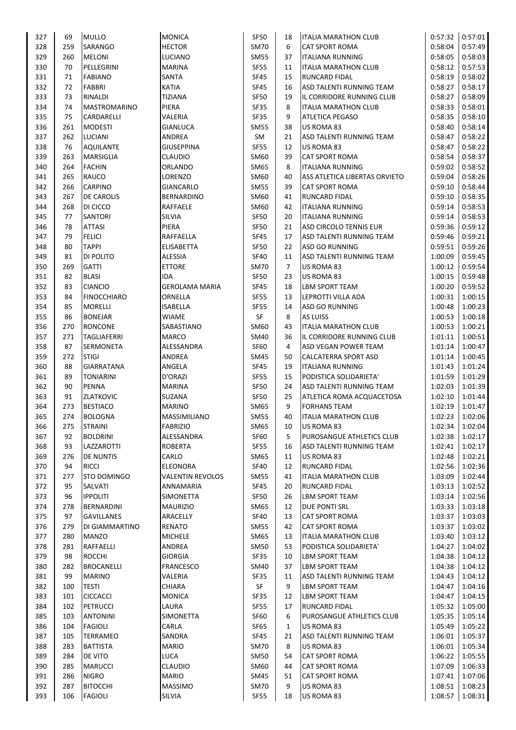| | | | | | | | | |
|---|---|---|---|---|---|---|---|---|
| 327 | 69 | MULLO | MONICA | SF50 | 18 | ITALIA MARATHON CLUB | 0:57:32 | 0:57:01 |
| 328 | 259 | SARANGO | HECTOR | SM70 | 6 | CAT SPORT ROMA | 0:58:04 | 0:57:49 |
| 329 | 260 | MELONI | LUCIANO | SM55 | 37 | ITALIANA RUNNING | 0:58:05 | 0:58:03 |
| 330 | 70 | PELLEGRINI | MARINA | SF55 | 11 | ITALIA MARATHON CLUB | 0:58:12 | 0:57:53 |
| 331 | 71 | FABIANO | SANTA | SF45 | 15 | RUNCARD FIDAL | 0:58:19 | 0:58:02 |
| 332 | 72 | FABBRI | KATIA | SF45 | 16 | ASD TALENTI RUNNING TEAM | 0:58:27 | 0:58:17 |
| 333 | 73 | RINALDI | TIZIANA | SF50 | 19 | IL CORRIDORE RUNNING CLUB | 0:58:27 | 0:58:09 |
| 334 | 74 | MASTROMARINO | PIERA | SF35 | 8 | ITALIA MARATHON CLUB | 0:58:33 | 0:58:01 |
| 335 | 75 | CARDARELLI | VALERIA | SF35 | 9 | ATLETICA PEGASO | 0:58:35 | 0:58:10 |
| 336 | 261 | MODESTI | GIANLUCA | SM55 | 38 | US ROMA 83 | 0:58:40 | 0:58:14 |
| 337 | 262 | LUCIANI | ANDREA | SM | 21 | ASD TALENTI RUNNING TEAM | 0:58:47 | 0:58:22 |
| 338 | 76 | AQUILANTE | GIUSEPPINA | SF55 | 12 | US ROMA 83 | 0:58:47 | 0:58:22 |
| 339 | 263 | MARSIGLIA | CLAUDIO | SM60 | 39 | CAT SPORT ROMA | 0:58:54 | 0:58:37 |
| 340 | 264 | FACHIN | ORLANDO | SM65 | 8 | ITALIANA RUNNING | 0:59:02 | 0:58:52 |
| 341 | 265 | RAUCO | LORENZO | SM60 | 40 | ASS ATLETICA LIBERTAS ORVIETO | 0:59:04 | 0:58:26 |
| 342 | 266 | CARPINO | GIANCARLO | SM55 | 39 | CAT SPORT ROMA | 0:59:10 | 0:58:44 |
| 343 | 267 | DE CAROLIS | BERNARDINO | SM60 | 41 | RUNCARD FIDAL | 0:59:10 | 0:58:35 |
| 344 | 268 | DI CICCO | RAFFAELE | SM60 | 42 | ITALIANA RUNNING | 0:59:14 | 0:58:53 |
| 345 | 77 | SANTORI | SILVIA | SF50 | 20 | ITALIANA RUNNING | 0:59:14 | 0:58:53 |
| 346 | 78 | ATTASI | PIERA | SF50 | 21 | ASD CIRCOLO TENNIS EUR | 0:59:36 | 0:59:12 |
| 347 | 79 | FELICI | RAFFAELLA | SF45 | 17 | ASD TALENTI RUNNING TEAM | 0:59:46 | 0:59:21 |
| 348 | 80 | TAPPI | ELISABETTA | SF50 | 22 | ASD GO RUNNING | 0:59:51 | 0:59:26 |
| 349 | 81 | DI POLITO | ALESSIA | SF40 | 11 | ASD TALENTI RUNNING TEAM | 1:00:09 | 0:59:45 |
| 350 | 269 | GATTI | ETTORE | SM70 | 7 | US ROMA 83 | 1:00:12 | 0:59:54 |
| 351 | 82 | BLASI | IDA | SF50 | 23 | US ROMA 83 | 1:00:15 | 0:59:48 |
| 352 | 83 | CIANCIO | GEROLAMA MARIA | SF45 | 18 | LBM SPORT TEAM | 1:00:20 | 0:59:52 |
| 353 | 84 | FINOCCHIARO | ORNELLA | SF55 | 13 | LEPROTTI VILLA ADA | 1:00:31 | 1:00:15 |
| 354 | 85 | MORELLI | ISABELLA | SF55 | 14 | ASD GO RUNNING | 1:00:48 | 1:00:23 |
| 355 | 86 | BONEJAR | WIAME | SF | 8 | AS LUISS | 1:00:53 | 1:00:18 |
| 356 | 270 | RONCONE | SABASTIANO | SM60 | 43 | ITALIA MARATHON CLUB | 1:00:53 | 1:00:21 |
| 357 | 271 | TAGLIAFERRI | MARCO | SM40 | 36 | IL CORRIDORE RUNNING CLUB | 1:01:11 | 1:00:51 |
| 358 | 87 | SERMONETA | ALESSANDRA | SF60 | 4 | ASD VEGAN POWER TEAM | 1:01:14 | 1:00:47 |
| 359 | 272 | STIGI | ANDREA | SM45 | 50 | CALCATERRA SPORT ASD | 1:01:14 | 1:00:45 |
| 360 | 88 | GIARRATANA | ANGELA | SF45 | 19 | ITALIANA RUNNING | 1:01:43 | 1:01:24 |
| 361 | 89 | TONIARINI | D'ORAZI | SF55 | 15 | PODISTICA SOLIDARIETA' | 1:01:59 | 1:01:29 |
| 362 | 90 | PENNA | MARINA | SF50 | 24 | ASD TALENTI RUNNING TEAM | 1:02:03 | 1:01:39 |
| 363 | 91 | ZLATKOVIC | SUZANA | SF50 | 25 | ATLETICA ROMA ACQUACETOSA | 1:02:10 | 1:01:44 |
| 364 | 273 | BESTIACO | MARINO | SM65 | 9 | FORHANS TEAM | 1:02:19 | 1:01:47 |
| 365 | 274 | BOLOGNA | MASSIMILIANO | SM55 | 40 | ITALIA MARATHON CLUB | 1:02:23 | 1:02:06 |
| 366 | 275 | STRAINI | FABRIZIO | SM65 | 10 | US ROMA 83 | 1:02:34 | 1:02:04 |
| 367 | 92 | BOLDRINI | ALESSANDRA | SF60 | 5 | PUROSANGUE ATHLETICS CLUB | 1:02:38 | 1:02:17 |
| 368 | 93 | LAZZAROTTI | ROBERTA | SF55 | 16 | ASD TALENTI RUNNING TEAM | 1:02:41 | 1:02:17 |
| 369 | 276 | DE NUNTIS | CARLO | SM65 | 11 | US ROMA 83 | 1:02:48 | 1:02:21 |
| 370 | 94 | RICCI | ELEONORA | SF40 | 12 | RUNCARD FIDAL | 1:02:56 | 1:02:36 |
| 371 | 277 | STO DOMINGO | VALENTIN REVOLOS | SM55 | 41 | ITALIA MARATHON CLUB | 1:03:09 | 1:02:44 |
| 372 | 95 | SALVATI | ANNAMARIA | SF45 | 20 | RUNCARD FIDAL | 1:03:13 | 1:02:52 |
| 373 | 96 | IPPOLITI | SIMONETTA | SF50 | 26 | LBM SPORT TEAM | 1:03:14 | 1:02:56 |
| 374 | 278 | BERNARDINI | MAURIZIO | SM65 | 12 | DUE PONTI SRL | 1:03:33 | 1:03:18 |
| 375 | 97 | GAVILLANES | ARACELLY | SF40 | 13 | CAT SPORT ROMA | 1:03:37 | 1:03:03 |
| 376 | 279 | DI GIAMMARTINO | RENATO | SM55 | 42 | CAT SPORT ROMA | 1:03:37 | 1:03:02 |
| 377 | 280 | MANZO | MICHELE | SM65 | 13 | ITALIA MARATHON CLUB | 1:03:40 | 1:03:12 |
| 378 | 281 | RAFFAELLI | ANDREA | SM50 | 53 | PODISTICA SOLIDARIETA' | 1:04:27 | 1:04:02 |
| 379 | 98 | ROCCHI | GIORGIA | SF35 | 10 | LBM SPORT TEAM | 1:04:38 | 1:04:12 |
| 380 | 282 | BROCANELLI | FRANCESCO | SM40 | 37 | LBM SPORT TEAM | 1:04:38 | 1:04:12 |
| 381 | 99 | MARINO | VALERIA | SF35 | 11 | ASD TALENTI RUNNING TEAM | 1:04:43 | 1:04:12 |
| 382 | 100 | TESTI | CHIARA | SF | 9 | LBM SPORT TEAM | 1:04:47 | 1:04:16 |
| 383 | 101 | CICCACCI | MONICA | SF35 | 12 | LBM SPORT TEAM | 1:04:47 | 1:04:15 |
| 384 | 102 | PETRUCCI | LAURA | SF55 | 17 | RUNCARD FIDAL | 1:05:32 | 1:05:00 |
| 385 | 103 | ANTONINI | SIMONETTA | SF60 | 6 | PUROSANGUE ATHLETICS CLUB | 1:05:35 | 1:05:14 |
| 386 | 104 | FAGIOLI | CARLA | SF65 | 1 | US ROMA 83 | 1:05:49 | 1:05:22 |
| 387 | 105 | TERRAMEO | SANDRA | SF45 | 21 | ASD TALENTI RUNNING TEAM | 1:06:01 | 1:05:37 |
| 388 | 283 | BATTISTA | MARIO | SM70 | 8 | US ROMA 83 | 1:06:01 | 1:05:34 |
| 389 | 284 | DE VITO | LUCA | SM50 | 54 | CAT SPORT ROMA | 1:06:22 | 1:05:55 |
| 390 | 285 | MARUCCI | CLAUDIO | SM60 | 44 | CAT SPORT ROMA | 1:07:09 | 1:06:33 |
| 391 | 286 | NIGRO | MARIO | SM45 | 51 | CAT SPORT ROMA | 1:07:41 | 1:07:06 |
| 392 | 287 | BITOCCHI | MASSIMO | SM70 | 9 | US ROMA 83 | 1:08:51 | 1:08:23 |
| 393 | 106 | FAGIOLI | SILVIA | SF55 | 18 | US ROMA 83 | 1:08:57 | 1:08:31 |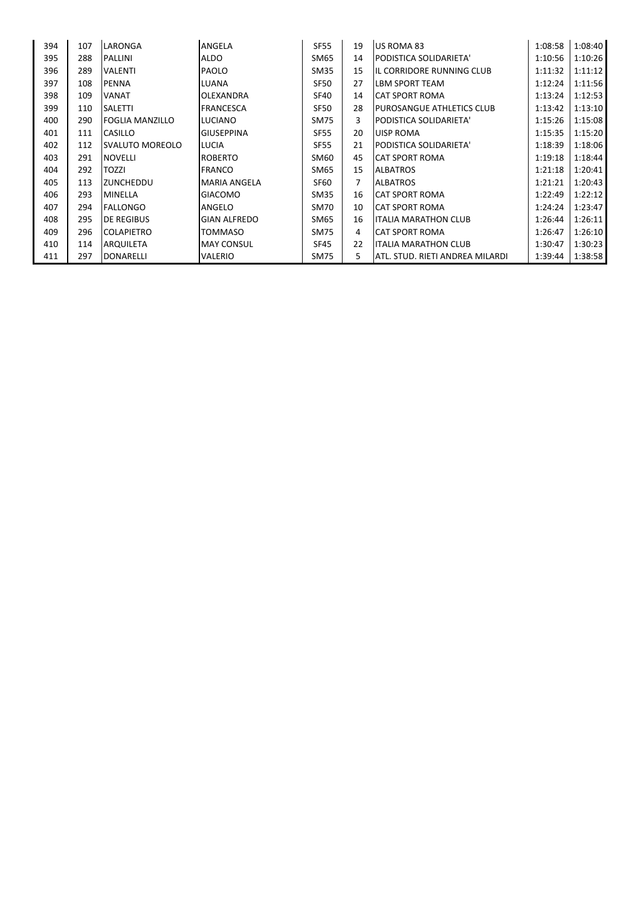| | | | | | | | | |
|---|---|---|---|---|---|---|---|---|
| 394 | 107 | LARONGA | ANGELA | SF55 | 19 | US ROMA 83 | 1:08:58 | 1:08:40 |
| 395 | 288 | PALLINI | ALDO | SM65 | 14 | PODISTICA SOLIDARIETA' | 1:10:56 | 1:10:26 |
| 396 | 289 | VALENTI | PAOLO | SM35 | 15 | IL CORRIDORE RUNNING CLUB | 1:11:32 | 1:11:12 |
| 397 | 108 | PENNA | LUANA | SF50 | 27 | LBM SPORT TEAM | 1:12:24 | 1:11:56 |
| 398 | 109 | VANAT | OLEXANDRA | SF40 | 14 | CAT SPORT ROMA | 1:13:24 | 1:12:53 |
| 399 | 110 | SALETTI | FRANCESCA | SF50 | 28 | PUROSANGUE ATHLETICS CLUB | 1:13:42 | 1:13:10 |
| 400 | 290 | FOGLIA MANZILLO | LUCIANO | SM75 | 3 | PODISTICA SOLIDARIETA' | 1:15:26 | 1:15:08 |
| 401 | 111 | CASILLO | GIUSEPPINA | SF55 | 20 | UISP ROMA | 1:15:35 | 1:15:20 |
| 402 | 112 | SVALUTO MOREOLO | LUCIA | SF55 | 21 | PODISTICA SOLIDARIETA' | 1:18:39 | 1:18:06 |
| 403 | 291 | NOVELLI | ROBERTO | SM60 | 45 | CAT SPORT ROMA | 1:19:18 | 1:18:44 |
| 404 | 292 | TOZZI | FRANCO | SM65 | 15 | ALBATROS | 1:21:18 | 1:20:41 |
| 405 | 113 | ZUNCHEDDU | MARIA ANGELA | SF60 | 7 | ALBATROS | 1:21:21 | 1:20:43 |
| 406 | 293 | MINELLA | GIACOMO | SM35 | 16 | CAT SPORT ROMA | 1:22:49 | 1:22:12 |
| 407 | 294 | FALLONGO | ANGELO | SM70 | 10 | CAT SPORT ROMA | 1:24:24 | 1:23:47 |
| 408 | 295 | DE REGIBUS | GIAN ALFREDO | SM65 | 16 | ITALIA MARATHON CLUB | 1:26:44 | 1:26:11 |
| 409 | 296 | COLAPIETRO | TOMMASO | SM75 | 4 | CAT SPORT ROMA | 1:26:47 | 1:26:10 |
| 410 | 114 | ARQUILETA | MAY CONSUL | SF45 | 22 | ITALIA MARATHON CLUB | 1:30:47 | 1:30:23 |
| 411 | 297 | DONARELLI | VALERIO | SM75 | 5 | ATL. STUD. RIETI ANDREA MILARDI | 1:39:44 | 1:38:58 |